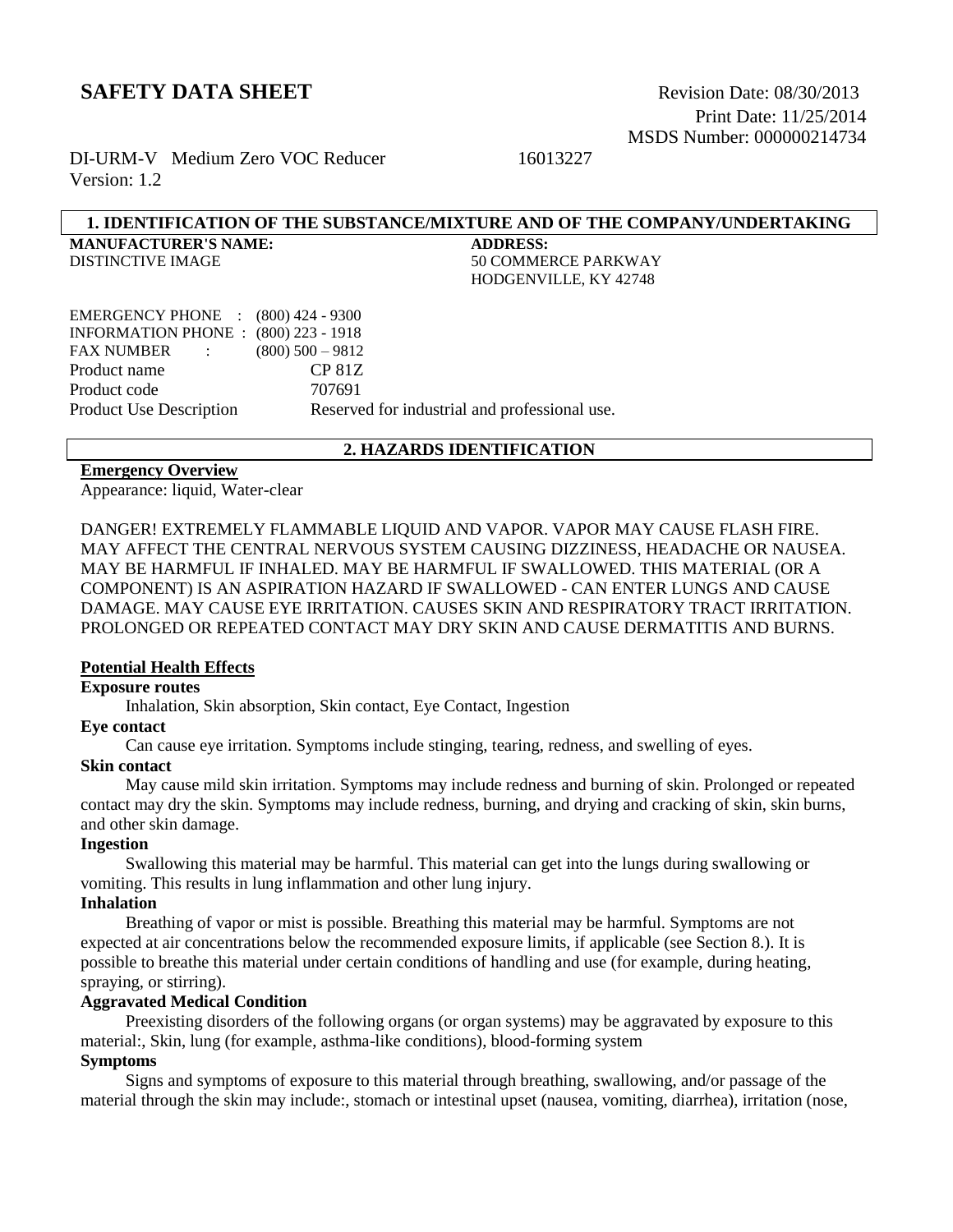# SAFETY DATA SHEET

Revision Date: 08/30/2013
Print Date: 11/25/2014
MSDS Number: 000000214734

DI-URM-V Medium Zero VOC Reducer 16013227
Version: 1.2

## 1. IDENTIFICATION OF THE SUBSTANCE/MIXTURE AND OF THE COMPANY/UNDERTAKING

**MANUFACTURER'S NAME:**
DISTINCTIVE IMAGE

**ADDRESS:**
50 COMMERCE PARKWAY
HODGENVILLE, KY 42748

EMERGENCY PHONE : (800) 424 - 9300
INFORMATION PHONE : (800) 223 - 1918
FAX NUMBER : (800) 500 – 9812
Product name CP 81Z
Product code 707691
Product Use Description Reserved for industrial and professional use.

## 2. HAZARDS IDENTIFICATION

**Emergency Overview**

Appearance: liquid, Water-clear

DANGER! EXTREMELY FLAMMABLE LIQUID AND VAPOR. VAPOR MAY CAUSE FLASH FIRE. MAY AFFECT THE CENTRAL NERVOUS SYSTEM CAUSING DIZZINESS, HEADACHE OR NAUSEA. MAY BE HARMFUL IF INHALED. MAY BE HARMFUL IF SWALLOWED. THIS MATERIAL (OR A COMPONENT) IS AN ASPIRATION HAZARD IF SWALLOWED - CAN ENTER LUNGS AND CAUSE DAMAGE. MAY CAUSE EYE IRRITATION. CAUSES SKIN AND RESPIRATORY TRACT IRRITATION. PROLONGED OR REPEATED CONTACT MAY DRY SKIN AND CAUSE DERMATITIS AND BURNS.

**Potential Health Effects**

**Exposure routes**

Inhalation, Skin absorption, Skin contact, Eye Contact, Ingestion

**Eye contact**

Can cause eye irritation. Symptoms include stinging, tearing, redness, and swelling of eyes.

**Skin contact**

May cause mild skin irritation. Symptoms may include redness and burning of skin. Prolonged or repeated contact may dry the skin. Symptoms may include redness, burning, and drying and cracking of skin, skin burns, and other skin damage.

**Ingestion**

Swallowing this material may be harmful. This material can get into the lungs during swallowing or vomiting. This results in lung inflammation and other lung injury.

**Inhalation**

Breathing of vapor or mist is possible. Breathing this material may be harmful. Symptoms are not expected at air concentrations below the recommended exposure limits, if applicable (see Section 8.). It is possible to breathe this material under certain conditions of handling and use (for example, during heating, spraying, or stirring).

**Aggravated Medical Condition**

Preexisting disorders of the following organs (or organ systems) may be aggravated by exposure to this material:, Skin, lung (for example, asthma-like conditions), blood-forming system

**Symptoms**

Signs and symptoms of exposure to this material through breathing, swallowing, and/or passage of the material through the skin may include:, stomach or intestinal upset (nausea, vomiting, diarrhea), irritation (nose,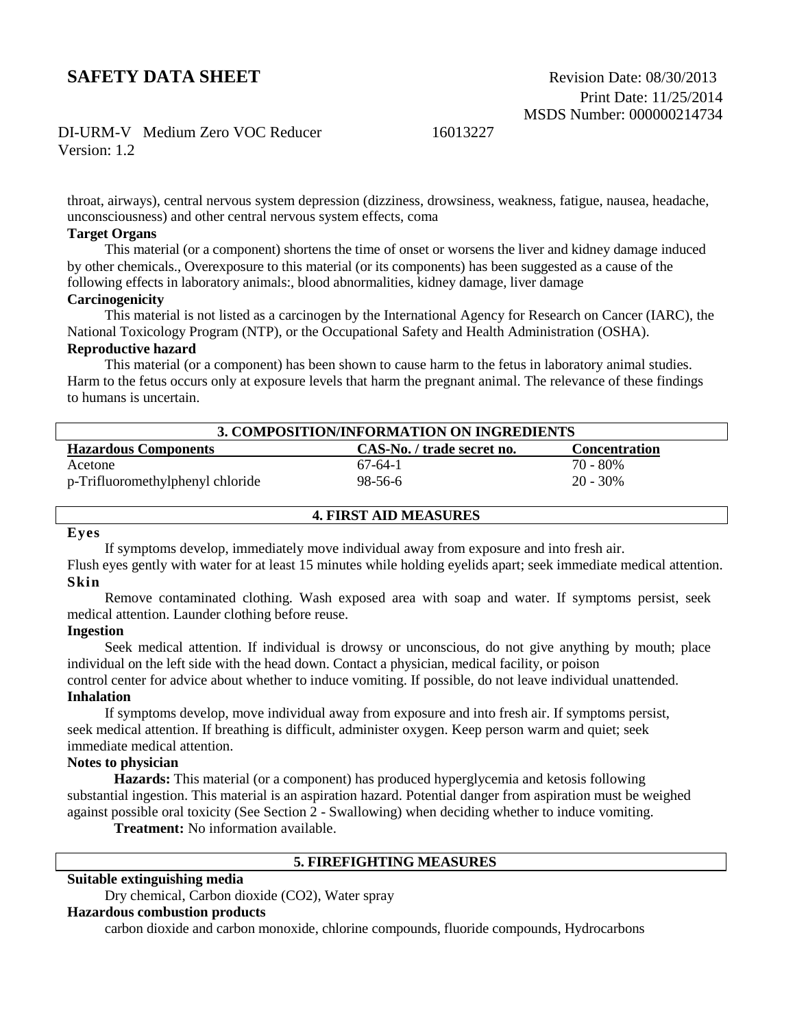throat, airways), central nervous system depression (dizziness, drowsiness, weakness, fatigue, nausea, headache, unconsciousness) and other central nervous system effects, coma

**Target Organs**

This material (or a component) shortens the time of onset or worsens the liver and kidney damage induced by other chemicals., Overexposure to this material (or its components) has been suggested as a cause of the following effects in laboratory animals:, blood abnormalities, kidney damage, liver damage

**Carcinogenicity**

This material is not listed as a carcinogen by the International Agency for Research on Cancer (IARC), the National Toxicology Program (NTP), or the Occupational Safety and Health Administration (OSHA).

**Reproductive hazard**

This material (or a component) has been shown to cause harm to the fetus in laboratory animal studies. Harm to the fetus occurs only at exposure levels that harm the pregnant animal. The relevance of these findings to humans is uncertain.

## 3. COMPOSITION/INFORMATION ON INGREDIENTS

| Hazardous Components | CAS-No. / trade secret no. | Concentration |
|---|---|---|
| Acetone | 67-64-1 | 70 - 80% |
| p-Trifluoromethylphenyl chloride | 98-56-6 | 20 - 30% |

## 4. FIRST AID MEASURES

**Eyes**

If symptoms develop, immediately move individual away from exposure and into fresh air.
Flush eyes gently with water for at least 15 minutes while holding eyelids apart; seek immediate medical attention.

**Skin**

Remove contaminated clothing. Wash exposed area with soap and water. If symptoms persist, seek medical attention. Launder clothing before reuse.

**Ingestion**

Seek medical attention. If individual is drowsy or unconscious, do not give anything by mouth; place individual on the left side with the head down. Contact a physician, medical facility, or poison control center for advice about whether to induce vomiting. If possible, do not leave individual unattended.

**Inhalation**

If symptoms develop, move individual away from exposure and into fresh air. If symptoms persist, seek medical attention. If breathing is difficult, administer oxygen. Keep person warm and quiet; seek immediate medical attention.

**Notes to physician**

**Hazards:** This material (or a component) has produced hyperglycemia and ketosis following substantial ingestion. This material is an aspiration hazard. Potential danger from aspiration must be weighed against possible oral toxicity (See Section 2 - Swallowing) when deciding whether to induce vomiting.

**Treatment:** No information available.

## 5. FIREFIGHTING MEASURES

**Suitable extinguishing media**

Dry chemical, Carbon dioxide ($CO_2$), Water spray

**Hazardous combustion products**

carbon dioxide and carbon monoxide, chlorine compounds, fluoride compounds, Hydrocarbons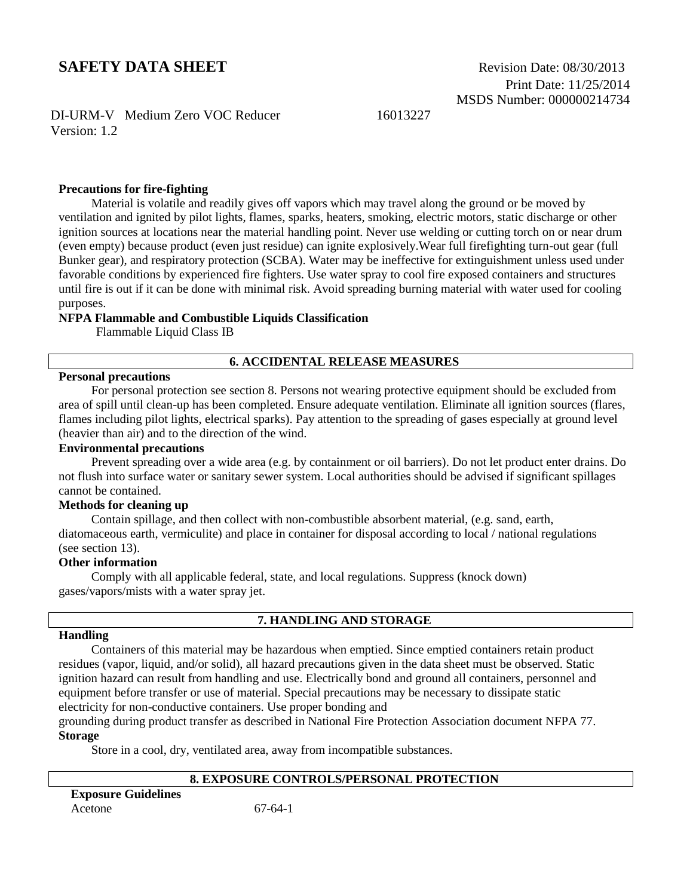**Precautions for fire-fighting**

Material is volatile and readily gives off vapors which may travel along the ground or be moved by ventilation and ignited by pilot lights, flames, sparks, heaters, smoking, electric motors, static discharge or other ignition sources at locations near the material handling point. Never use welding or cutting torch on or near drum (even empty) because product (even just residue) can ignite explosively.Wear full firefighting turn-out gear (full Bunker gear), and respiratory protection (SCBA). Water may be ineffective for extinguishment unless used under favorable conditions by experienced fire fighters. Use water spray to cool fire exposed containers and structures until fire is out if it can be done with minimal risk. Avoid spreading burning material with water used for cooling purposes.

**NFPA Flammable and Combustible Liquids Classification**

Flammable Liquid Class IB

## 6. ACCIDENTAL RELEASE MEASURES

**Personal precautions**

For personal protection see section 8. Persons not wearing protective equipment should be excluded from area of spill until clean-up has been completed. Ensure adequate ventilation. Eliminate all ignition sources (flares, flames including pilot lights, electrical sparks). Pay attention to the spreading of gases especially at ground level (heavier than air) and to the direction of the wind.

**Environmental precautions**

Prevent spreading over a wide area (e.g. by containment or oil barriers). Do not let product enter drains. Do not flush into surface water or sanitary sewer system. Local authorities should be advised if significant spillages cannot be contained.

**Methods for cleaning up**

Contain spillage, and then collect with non-combustible absorbent material, (e.g. sand, earth, diatomaceous earth, vermiculite) and place in container for disposal according to local / national regulations (see section 13).

**Other information**

Comply with all applicable federal, state, and local regulations. Suppress (knock down) gases/vapors/mists with a water spray jet.

## 7. HANDLING AND STORAGE

**Handling**

Containers of this material may be hazardous when emptied. Since emptied containers retain product residues (vapor, liquid, and/or solid), all hazard precautions given in the data sheet must be observed. Static ignition hazard can result from handling and use. Electrically bond and ground all containers, personnel and equipment before transfer or use of material. Special precautions may be necessary to dissipate static electricity for non-conductive containers. Use proper bonding and grounding during product transfer as described in National Fire Protection Association document NFPA 77.

**Storage**

Store in a cool, dry, ventilated area, away from incompatible substances.

## 8. EXPOSURE CONTROLS/PERSONAL PROTECTION

**Exposure Guidelines**

Acetone 67-64-1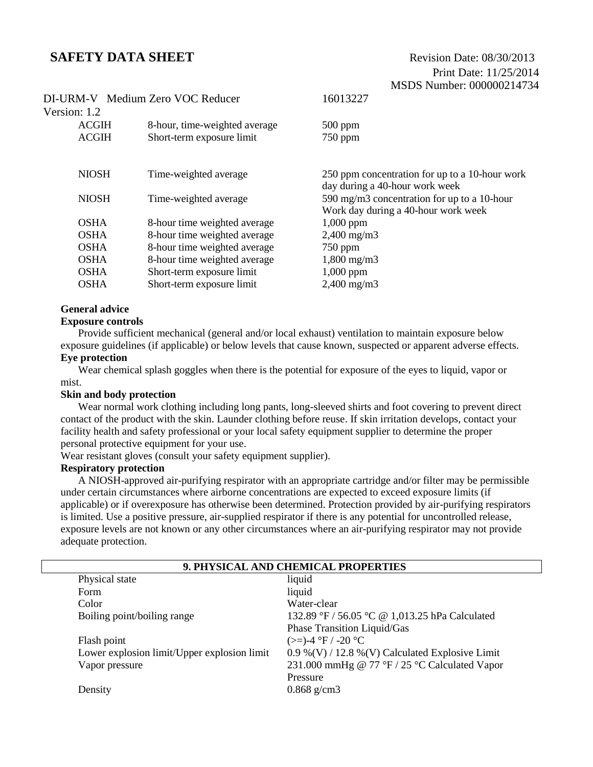| | | |
|---|---|---|
| ACGIH | 8-hour, time-weighted average | 500 ppm |
| ACGIH | Short-term exposure limit | 750 ppm |
| NIOSH | Time-weighted average | 250 ppm concentration for up to a 10-hour work day during a 40-hour work week |
| NIOSH | Time-weighted average | 590 mg/m3 concentration for up to a 10-hour Work day during a 40-hour work week |
| OSHA | 8-hour time weighted average | 1,000 ppm |
| OSHA | 8-hour time weighted average | 2,400 mg/m3 |
| OSHA | 8-hour time weighted average | 750 ppm |
| OSHA | 8-hour time weighted average | 1,800 mg/m3 |
| OSHA | Short-term exposure limit | 1,000 ppm |
| OSHA | Short-term exposure limit | 2,400 mg/m3 |

**General advice**

**Exposure controls**

Provide sufficient mechanical (general and/or local exhaust) ventilation to maintain exposure below exposure guidelines (if applicable) or below levels that cause known, suspected or apparent adverse effects.

**Eye protection**

Wear chemical splash goggles when there is the potential for exposure of the eyes to liquid, vapor or mist.

**Skin and body protection**

Wear normal work clothing including long pants, long-sleeved shirts and foot covering to prevent direct contact of the product with the skin. Launder clothing before reuse. If skin irritation develops, contact your facility health and safety professional or your local safety equipment supplier to determine the proper personal protective equipment for your use.

Wear resistant gloves (consult your safety equipment supplier).

**Respiratory protection**

A NIOSH-approved air-purifying respirator with an appropriate cartridge and/or filter may be permissible under certain circumstances where airborne concentrations are expected to exceed exposure limits (if applicable) or if overexposure has otherwise been determined. Protection provided by air-purifying respirators is limited. Use a positive pressure, air-supplied respirator if there is any potential for uncontrolled release, exposure levels are not known or any other circumstances where an air-purifying respirator may not provide adequate protection.

## 9. PHYSICAL AND CHEMICAL PROPERTIES

| | |
|---|---|
| Physical state | liquid |
| Form | liquid |
| Color | Water-clear |
| Boiling point/boiling range | 132.89 °F / 56.05 °C @ 1,013.25 hPa Calculated Phase Transition Liquid/Gas |
| Flash point | (>=)-4 °F / -20 °C |
| Lower explosion limit/Upper explosion limit | 0.9 %(V) / 12.8 %(V) Calculated Explosive Limit |
| Vapor pressure | 231.000 mmHg @ 77 °F / 25 °C Calculated Vapor Pressure |
| Density | 0.868 g/cm3 |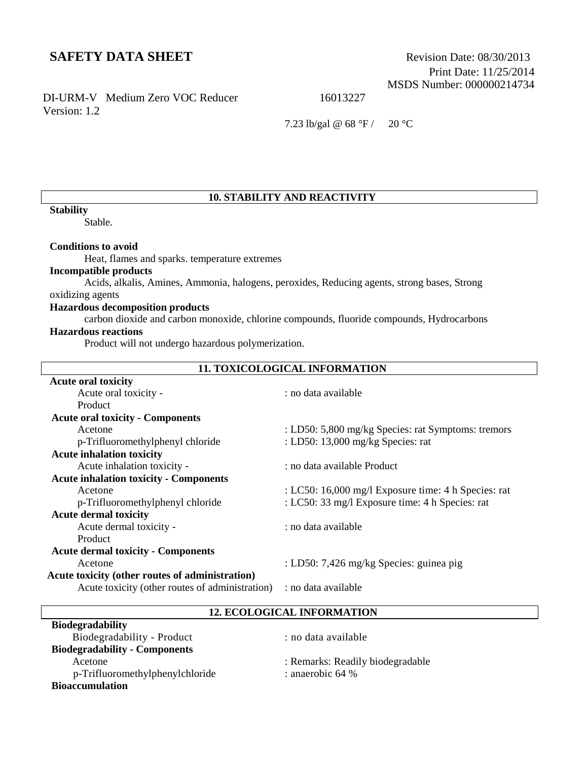# SAFETY DATA SHEET

Revision Date: 08/30/2013
Print Date: 11/25/2014
MSDS Number: 000000214734

DI-URM-V Medium Zero VOC Reducer 16013227
Version: 1.2

7.23 lb/gal @ 68 °F / 20 °C

## 10. STABILITY AND REACTIVITY

**Stability**

Stable.

**Conditions to avoid**

Heat, flames and sparks. temperature extremes

**Incompatible products**

Acids, alkalis, Amines, Ammonia, halogens, peroxides, Reducing agents, strong bases, Strong oxidizing agents

**Hazardous decomposition products**

carbon dioxide and carbon monoxide, chlorine compounds, fluoride compounds, Hydrocarbons

**Hazardous reactions**

Product will not undergo hazardous polymerization.

## 11. TOXICOLOGICAL INFORMATION

**Acute oral toxicity**

| | |
|---|---|
| Acute oral toxicity - Product | : no data available |

**Acute oral toxicity - Components**

| | |
|---|---|
| Acetone | : LD50: 5,800 mg/kg Species: rat Symptoms: tremors |
| p-Trifluoromethylphenyl chloride | : LD50: 13,000 mg/kg Species: rat |

**Acute inhalation toxicity**

| | |
|---|---|
| Acute inhalation toxicity - | : no data available Product |

**Acute inhalation toxicity - Components**

| | |
|---|---|
| Acetone | : LC50: 16,000 mg/l Exposure time: 4 h Species: rat |
| p-Trifluoromethylphenyl chloride | : LC50: 33 mg/l Exposure time: 4 h Species: rat |

**Acute dermal toxicity**

| | |
|---|---|
| Acute dermal toxicity - Product | : no data available |

**Acute dermal toxicity - Components**

| | |
|---|---|
| Acetone | : LD50: 7,426 mg/kg Species: guinea pig |

**Acute toxicity (other routes of administration)**

| | |
|---|---|
| Acute toxicity (other routes of administration) | : no data available |

## 12. ECOLOGICAL INFORMATION

**Biodegradability**

| | |
|---|---|
| Biodegradability - Product | : no data available |

**Biodegradability - Components**

| | |
|---|---|
| Acetone | : Remarks: Readily biodegradable |
| p-Trifluoromethylphenylchloride | : anaerobic 64 % |

**Bioaccumulation**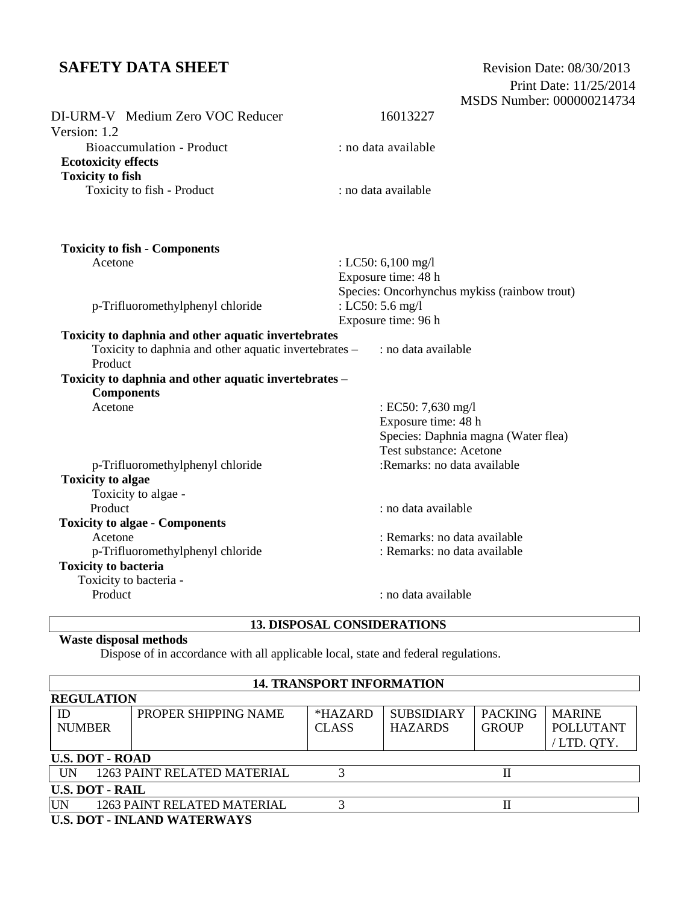Bioaccumulation - Product : no data available

**Ecotoxicity effects**

**Toxicity to fish**

Toxicity to fish - Product : no data available

**Toxicity to fish - Components**

Acetone : LC50: 6,100 mg/l
Exposure time: 48 h
Species: Oncorhynchus mykiss (rainbow trout)

p-Trifluoromethylphenyl chloride : LC50: 5.6 mg/l
Exposure time: 96 h

**Toxicity to daphnia and other aquatic invertebrates**

Toxicity to daphnia and other aquatic invertebrates – Product : no data available

**Toxicity to daphnia and other aquatic invertebrates – Components**

Acetone : EC50: 7,630 mg/l
Exposure time: 48 h
Species: Daphnia magna (Water flea)
Test substance: Acetone

p-Trifluoromethylphenyl chloride :Remarks: no data available

**Toxicity to algae**

Toxicity to algae - Product : no data available

**Toxicity to algae - Components**

Acetone : Remarks: no data available

p-Trifluoromethylphenyl chloride : Remarks: no data available

**Toxicity to bacteria**

Toxicity to bacteria - Product : no data available

## 13. DISPOSAL CONSIDERATIONS

**Waste disposal methods**

Dispose of in accordance with all applicable local, state and federal regulations.

## 14. TRANSPORT INFORMATION

**REGULATION**

| ID NUMBER | PROPER SHIPPING NAME | *HAZARD CLASS | SUBSIDIARY HAZARDS | PACKING GROUP | MARINE POLLUTANT / LTD. QTY. |
|---|---|---|---|---|---|
| **U.S. DOT - ROAD** | | | | | |
| UN 1263 | PAINT RELATED MATERIAL | 3 | | II | |
| **U.S. DOT - RAIL** | | | | | |
| UN 1263 | PAINT RELATED MATERIAL | 3 | | II | |
| **U.S. DOT - INLAND WATERWAYS** | | | | | |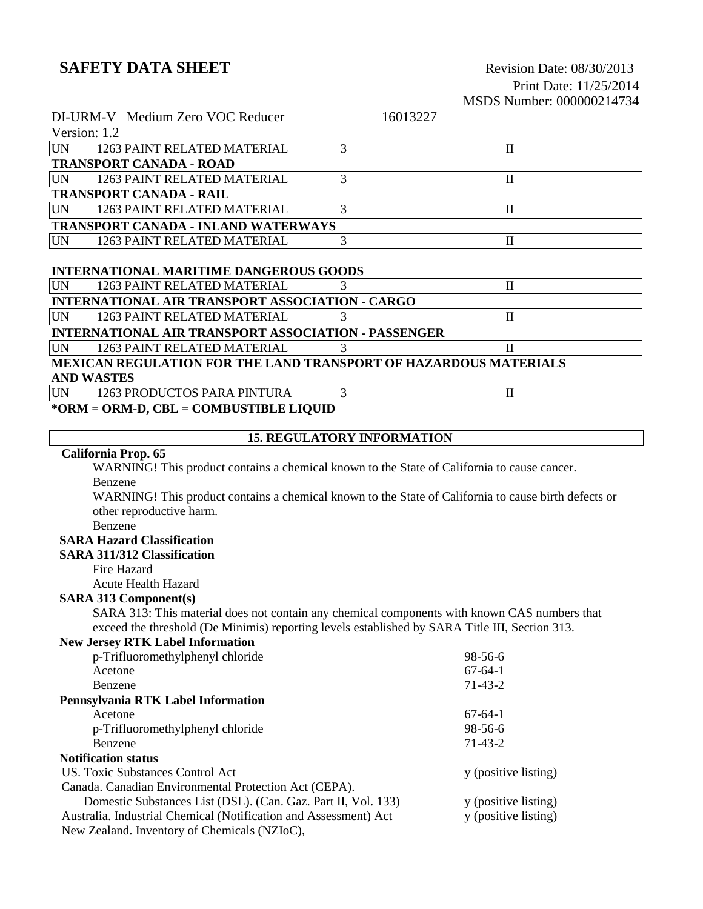# SAFETY DATA SHEET

Revision Date: 08/30/2013
Print Date: 11/25/2014
MSDS Number: 000000214734

DI-URM-V Medium Zero VOC Reducer 16013227
Version: 1.2

| UN | 1263 PAINT RELATED MATERIAL | 3 | II |
|---|---|---|---|

**TRANSPORT CANADA - ROAD**

| UN | 1263 PAINT RELATED MATERIAL | 3 | II |
|---|---|---|---|

**TRANSPORT CANADA - RAIL**

| UN | 1263 PAINT RELATED MATERIAL | 3 | II |
|---|---|---|---|

**TRANSPORT CANADA - INLAND WATERWAYS**

| UN | 1263 PAINT RELATED MATERIAL | 3 | II |
|---|---|---|---|

**INTERNATIONAL MARITIME DANGEROUS GOODS**

| UN | 1263 PAINT RELATED MATERIAL | 3 | II |
|---|---|---|---|

**INTERNATIONAL AIR TRANSPORT ASSOCIATION - CARGO**

| UN | 1263 PAINT RELATED MATERIAL | 3 | II |
|---|---|---|---|

**INTERNATIONAL AIR TRANSPORT ASSOCIATION - PASSENGER**

| UN | 1263 PAINT RELATED MATERIAL | 3 | II |
|---|---|---|---|

**MEXICAN REGULATION FOR THE LAND TRANSPORT OF HAZARDOUS MATERIALS AND WASTES**

| UN | 1263 PRODUCTOS PARA PINTURA | 3 | II |
|---|---|---|---|

**\*ORM = ORM-D, CBL = COMBUSTIBLE LIQUID**

## 15. REGULATORY INFORMATION

**California Prop. 65**

WARNING! This product contains a chemical known to the State of California to cause cancer.
Benzene

WARNING! This product contains a chemical known to the State of California to cause birth defects or other reproductive harm.
Benzene

**SARA Hazard Classification**

**SARA 311/312 Classification**

Fire Hazard
Acute Health Hazard

**SARA 313 Component(s)**

SARA 313: This material does not contain any chemical components with known CAS numbers that exceed the threshold (De Minimis) reporting levels established by SARA Title III, Section 313.

**New Jersey RTK Label Information**

| | |
|---|---|
| p-Trifluoromethylphenyl chloride | 98-56-6 |
| Acetone | 67-64-1 |
| Benzene | 71-43-2 |

**Pennsylvania RTK Label Information**

| | |
|---|---|
| Acetone | 67-64-1 |
| p-Trifluoromethylphenyl chloride | 98-56-6 |
| Benzene | 71-43-2 |

**Notification status**

| | |
|---|---|
| US. Toxic Substances Control Act | y (positive listing) |
| Canada. Canadian Environmental Protection Act (CEPA). Domestic Substances List (DSL). (Can. Gaz. Part II, Vol. 133) | y (positive listing) |
| Australia. Industrial Chemical (Notification and Assessment) Act | y (positive listing) |
| New Zealand. Inventory of Chemicals (NZIoC), | |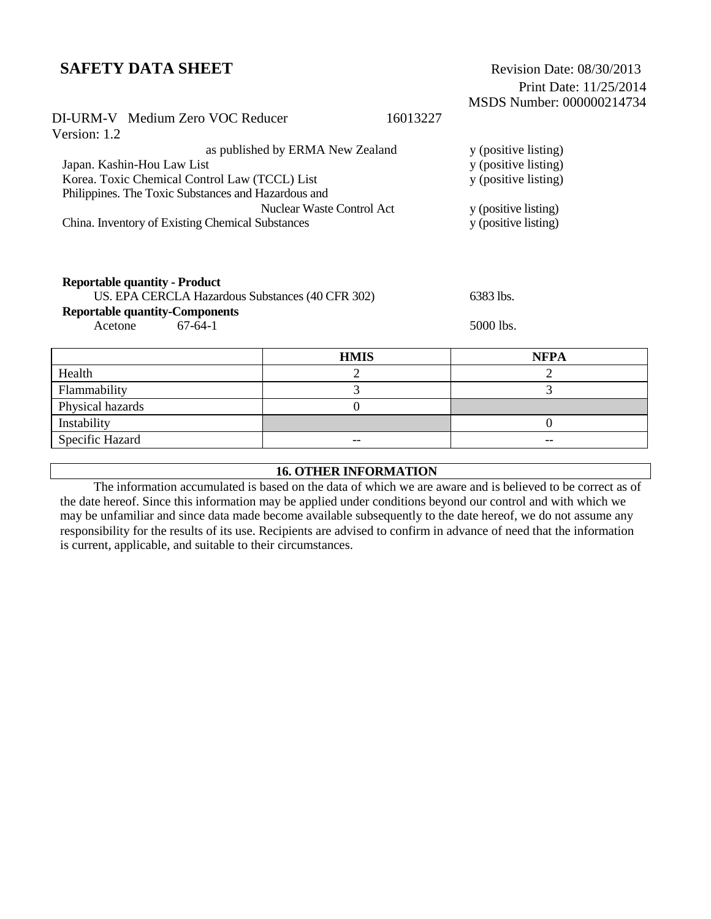DI-URM-V Medium Zero VOC Reducer 16013227

Version: 1.2

| | |
|---|---|
| as published by ERMA New Zealand | y (positive listing) |
| Japan. Kashin-Hou Law List | y (positive listing) |
| Korea. Toxic Chemical Control Law (TCCL) List | y (positive listing) |
| Philippines. The Toxic Substances and Hazardous and Nuclear Waste Control Act | y (positive listing) |
| China. Inventory of Existing Chemical Substances | y (positive listing) |

**Reportable quantity - Product**

US. EPA CERCLA Hazardous Substances (40 CFR 302) 6383 lbs.

**Reportable quantity-Components**

Acetone 67-64-1 5000 lbs.

| | HMIS | NFPA |
|---|---|---|
| Health | 2 | 2 |
| Flammability | 3 | 3 |
| Physical hazards | 0 | |
| Instability | | 0 |
| Specific Hazard | -- | -- |

## 16. OTHER INFORMATION

The information accumulated is based on the data of which we are aware and is believed to be correct as of the date hereof. Since this information may be applied under conditions beyond our control and with which we may be unfamiliar and since data made become available subsequently to the date hereof, we do not assume any responsibility for the results of its use. Recipients are advised to confirm in advance of need that the information is current, applicable, and suitable to their circumstances.